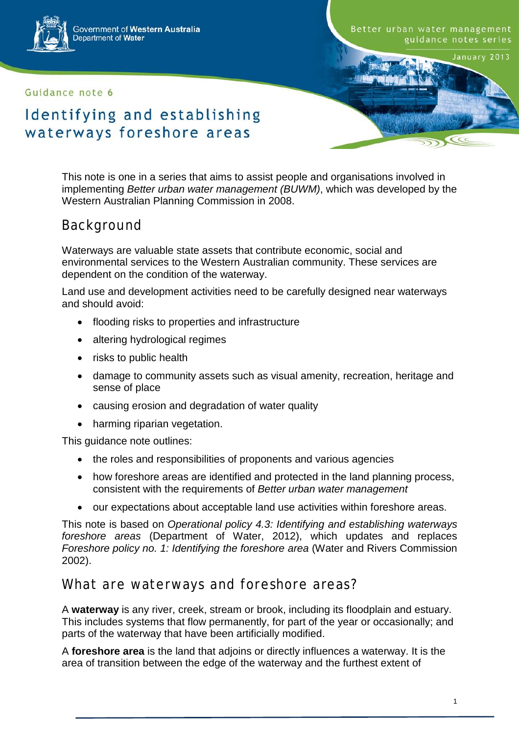Government of Western Australia
Department of Water

Better urban water management guidance notes series

January 2013

Guidance note 6

# Identifying and establishing waterways foreshore areas

This note is one in a series that aims to assist people and organisations involved in implementing *Better urban water management (BUWM)*, which was developed by the Western Australian Planning Commission in 2008.

## Background

Waterways are valuable state assets that contribute economic, social and environmental services to the Western Australian community. These services are dependent on the condition of the waterway.

Land use and development activities need to be carefully designed near waterways and should avoid:

- flooding risks to properties and infrastructure
- altering hydrological regimes
- risks to public health
- damage to community assets such as visual amenity, recreation, heritage and sense of place
- causing erosion and degradation of water quality
- harming riparian vegetation.

This guidance note outlines:

- the roles and responsibilities of proponents and various agencies
- how foreshore areas are identified and protected in the land planning process, consistent with the requirements of *Better urban water management*
- our expectations about acceptable land use activities within foreshore areas.

This note is based on *Operational policy 4.3: Identifying and establishing waterways foreshore areas* (Department of Water, 2012), which updates and replaces *Foreshore policy no. 1: Identifying the foreshore area* (Water and Rivers Commission 2002).

## What are waterways and foreshore areas?

A **waterway** is any river, creek, stream or brook, including its floodplain and estuary. This includes systems that flow permanently, for part of the year or occasionally; and parts of the waterway that have been artificially modified.

A **foreshore area** is the land that adjoins or directly influences a waterway. It is the area of transition between the edge of the waterway and the furthest extent of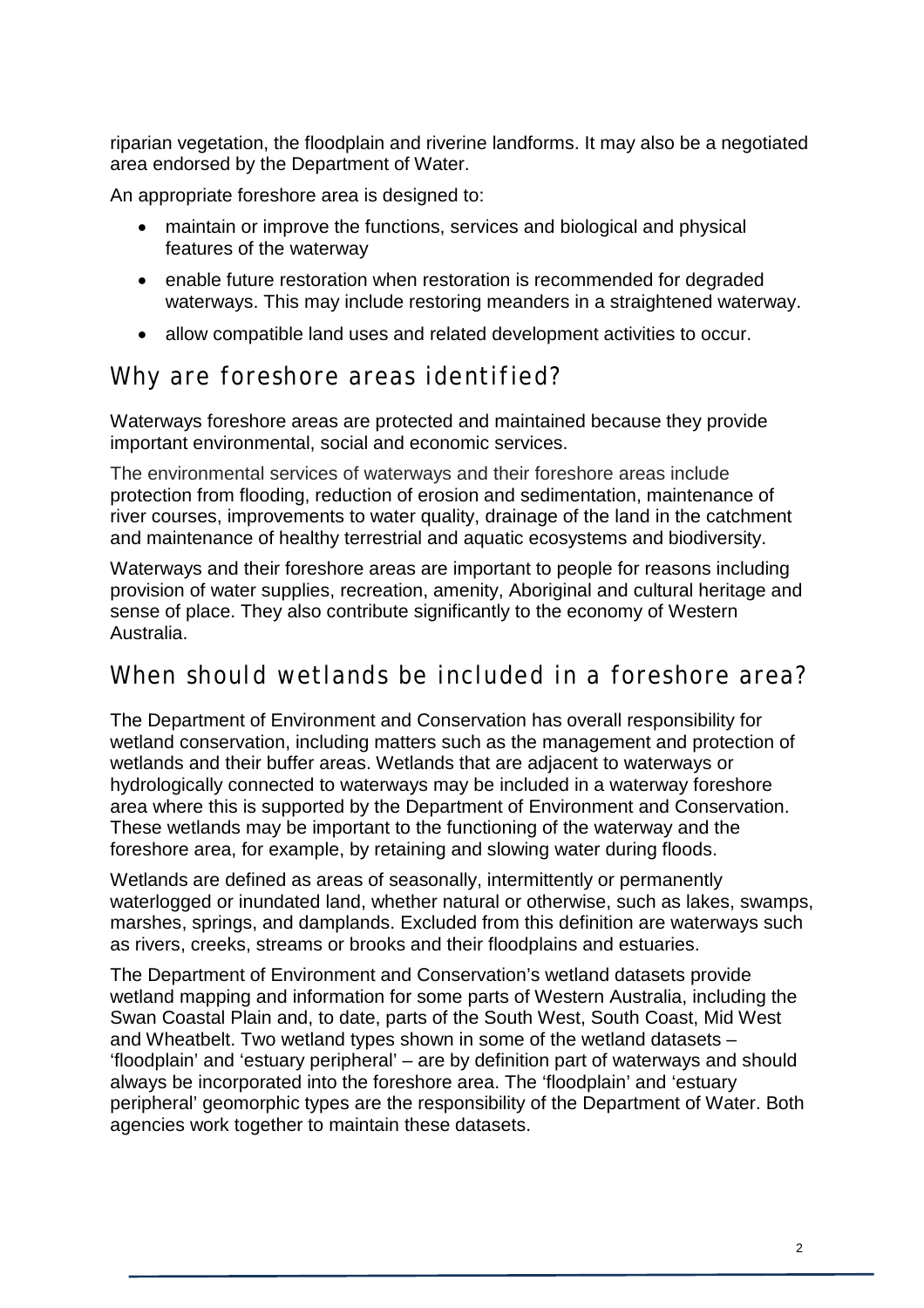riparian vegetation, the floodplain and riverine landforms. It may also be a negotiated area endorsed by the Department of Water.

An appropriate foreshore area is designed to:

- maintain or improve the functions, services and biological and physical features of the waterway
- enable future restoration when restoration is recommended for degraded waterways. This may include restoring meanders in a straightened waterway.
- allow compatible land uses and related development activities to occur.

## Why are foreshore areas identified?

Waterways foreshore areas are protected and maintained because they provide important environmental, social and economic services.

The environmental services of waterways and their foreshore areas include protection from flooding, reduction of erosion and sedimentation, maintenance of river courses, improvements to water quality, drainage of the land in the catchment and maintenance of healthy terrestrial and aquatic ecosystems and biodiversity.

Waterways and their foreshore areas are important to people for reasons including provision of water supplies, recreation, amenity, Aboriginal and cultural heritage and sense of place. They also contribute significantly to the economy of Western Australia.

## When should wetlands be included in a foreshore area?

The Department of Environment and Conservation has overall responsibility for wetland conservation, including matters such as the management and protection of wetlands and their buffer areas. Wetlands that are adjacent to waterways or hydrologically connected to waterways may be included in a waterway foreshore area where this is supported by the Department of Environment and Conservation. These wetlands may be important to the functioning of the waterway and the foreshore area, for example, by retaining and slowing water during floods.

Wetlands are defined as areas of seasonally, intermittently or permanently waterlogged or inundated land, whether natural or otherwise, such as lakes, swamps, marshes, springs, and damplands. Excluded from this definition are waterways such as rivers, creeks, streams or brooks and their floodplains and estuaries.

The Department of Environment and Conservation's wetland datasets provide wetland mapping and information for some parts of Western Australia, including the Swan Coastal Plain and, to date, parts of the South West, South Coast, Mid West and Wheatbelt. Two wetland types shown in some of the wetland datasets – 'floodplain' and 'estuary peripheral' – are by definition part of waterways and should always be incorporated into the foreshore area. The 'floodplain' and 'estuary peripheral' geomorphic types are the responsibility of the Department of Water. Both agencies work together to maintain these datasets.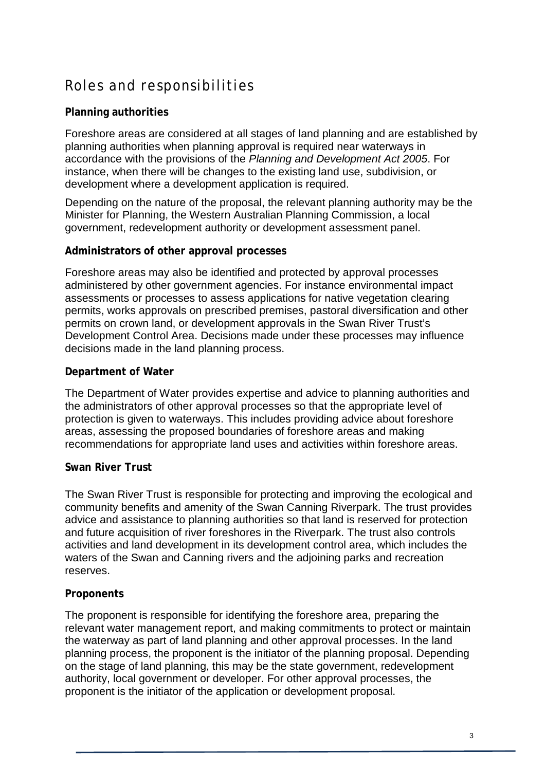# Roles and responsibilities

### Planning authorities

Foreshore areas are considered at all stages of land planning and are established by planning authorities when planning approval is required near waterways in accordance with the provisions of the *Planning and Development Act 2005*. For instance, when there will be changes to the existing land use, subdivision, or development where a development application is required.

Depending on the nature of the proposal, the relevant planning authority may be the Minister for Planning, the Western Australian Planning Commission, a local government, redevelopment authority or development assessment panel.

### Administrators of other approval processes

Foreshore areas may also be identified and protected by approval processes administered by other government agencies. For instance environmental impact assessments or processes to assess applications for native vegetation clearing permits, works approvals on prescribed premises, pastoral diversification and other permits on crown land, or development approvals in the Swan River Trust's Development Control Area. Decisions made under these processes may influence decisions made in the land planning process.

### Department of Water

The Department of Water provides expertise and advice to planning authorities and the administrators of other approval processes so that the appropriate level of protection is given to waterways. This includes providing advice about foreshore areas, assessing the proposed boundaries of foreshore areas and making recommendations for appropriate land uses and activities within foreshore areas.

### Swan River Trust

The Swan River Trust is responsible for protecting and improving the ecological and community benefits and amenity of the Swan Canning Riverpark. The trust provides advice and assistance to planning authorities so that land is reserved for protection and future acquisition of river foreshores in the Riverpark. The trust also controls activities and land development in its development control area, which includes the waters of the Swan and Canning rivers and the adjoining parks and recreation reserves.

### Proponents

The proponent is responsible for identifying the foreshore area, preparing the relevant water management report, and making commitments to protect or maintain the waterway as part of land planning and other approval processes. In the land planning process, the proponent is the initiator of the planning proposal. Depending on the stage of land planning, this may be the state government, redevelopment authority, local government or developer. For other approval processes, the proponent is the initiator of the application or development proposal.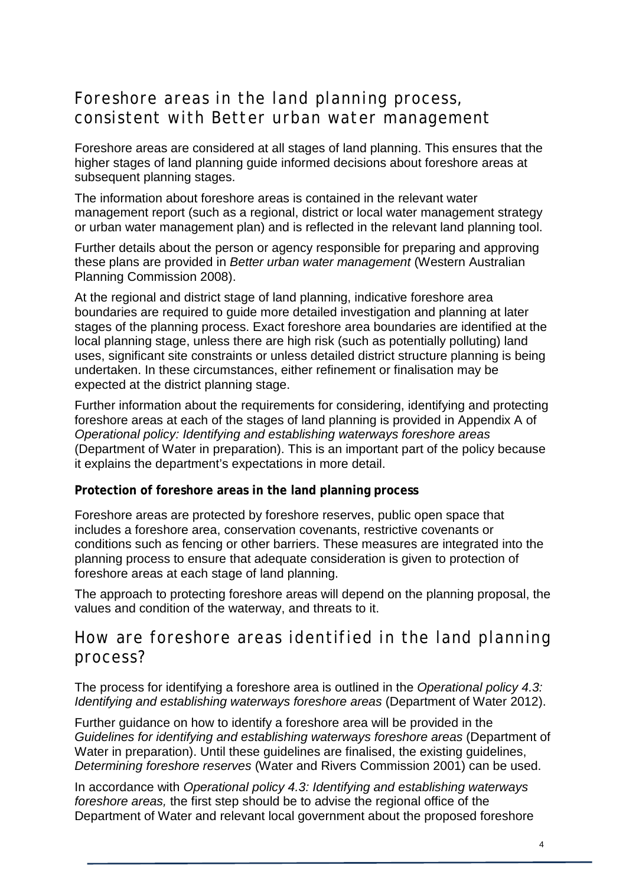## Foreshore areas in the land planning process, consistent with Better urban water management

Foreshore areas are considered at all stages of land planning. This ensures that the higher stages of land planning guide informed decisions about foreshore areas at subsequent planning stages.

The information about foreshore areas is contained in the relevant water management report (such as a regional, district or local water management strategy or urban water management plan) and is reflected in the relevant land planning tool.

Further details about the person or agency responsible for preparing and approving these plans are provided in *Better urban water management* (Western Australian Planning Commission 2008).

At the regional and district stage of land planning, indicative foreshore area boundaries are required to guide more detailed investigation and planning at later stages of the planning process. Exact foreshore area boundaries are identified at the local planning stage, unless there are high risk (such as potentially polluting) land uses, significant site constraints or unless detailed district structure planning is being undertaken. In these circumstances, either refinement or finalisation may be expected at the district planning stage.

Further information about the requirements for considering, identifying and protecting foreshore areas at each of the stages of land planning is provided in Appendix A of *Operational policy: Identifying and establishing waterways foreshore areas* (Department of Water in preparation). This is an important part of the policy because it explains the department's expectations in more detail.

**Protection of foreshore areas in the land planning process**

Foreshore areas are protected by foreshore reserves, public open space that includes a foreshore area, conservation covenants, restrictive covenants or conditions such as fencing or other barriers. These measures are integrated into the planning process to ensure that adequate consideration is given to protection of foreshore areas at each stage of land planning.

The approach to protecting foreshore areas will depend on the planning proposal, the values and condition of the waterway, and threats to it.

## How are foreshore areas identified in the land planning process?

The process for identifying a foreshore area is outlined in the *Operational policy 4.3: Identifying and establishing waterways foreshore areas* (Department of Water 2012).

Further guidance on how to identify a foreshore area will be provided in the *Guidelines for identifying and establishing waterways foreshore areas* (Department of Water in preparation). Until these guidelines are finalised, the existing guidelines, *Determining foreshore reserves* (Water and Rivers Commission 2001) can be used.

In accordance with *Operational policy 4.3: Identifying and establishing waterways foreshore areas,* the first step should be to advise the regional office of the Department of Water and relevant local government about the proposed foreshore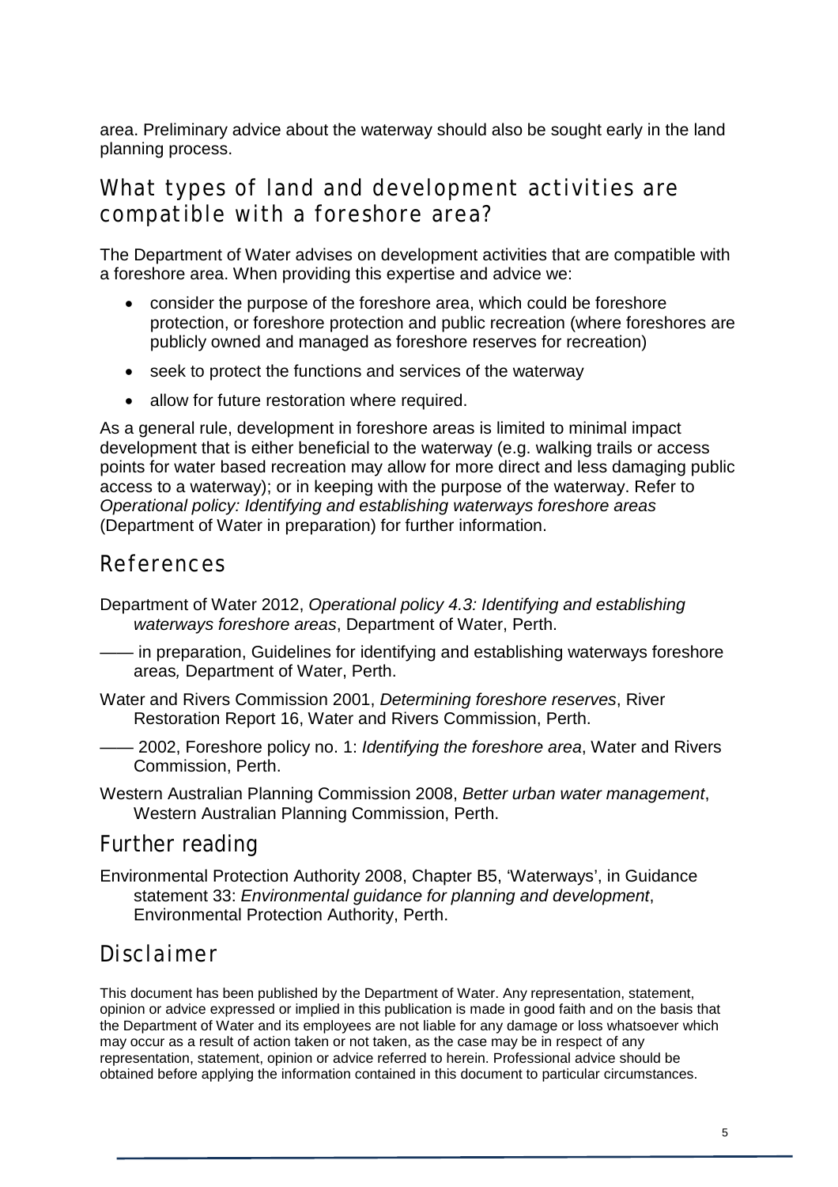area. Preliminary advice about the waterway should also be sought early in the land planning process.

## What types of land and development activities are compatible with a foreshore area?

The Department of Water advises on development activities that are compatible with a foreshore area. When providing this expertise and advice we:

- consider the purpose of the foreshore area, which could be foreshore protection, or foreshore protection and public recreation (where foreshores are publicly owned and managed as foreshore reserves for recreation)
- seek to protect the functions and services of the waterway
- allow for future restoration where required.

As a general rule, development in foreshore areas is limited to minimal impact development that is either beneficial to the waterway (e.g. walking trails or access points for water based recreation may allow for more direct and less damaging public access to a waterway); or in keeping with the purpose of the waterway. Refer to *Operational policy: Identifying and establishing waterways foreshore areas* (Department of Water in preparation) for further information.

## References

Department of Water 2012, *Operational policy 4.3: Identifying and establishing waterways foreshore areas*, Department of Water, Perth.

—— in preparation, Guidelines for identifying and establishing waterways foreshore areas*,* Department of Water, Perth.

Water and Rivers Commission 2001, *Determining foreshore reserves*, River Restoration Report 16, Water and Rivers Commission, Perth.

—— 2002, Foreshore policy no. 1: *Identifying the foreshore area*, Water and Rivers Commission, Perth.

Western Australian Planning Commission 2008, *Better urban water management*, Western Australian Planning Commission, Perth.

## Further reading

Environmental Protection Authority 2008, Chapter B5, 'Waterways', in Guidance statement 33: *Environmental guidance for planning and development*, Environmental Protection Authority, Perth.

## Disclaimer

This document has been published by the Department of Water. Any representation, statement, opinion or advice expressed or implied in this publication is made in good faith and on the basis that the Department of Water and its employees are not liable for any damage or loss whatsoever which may occur as a result of action taken or not taken, as the case may be in respect of any representation, statement, opinion or advice referred to herein. Professional advice should be obtained before applying the information contained in this document to particular circumstances.